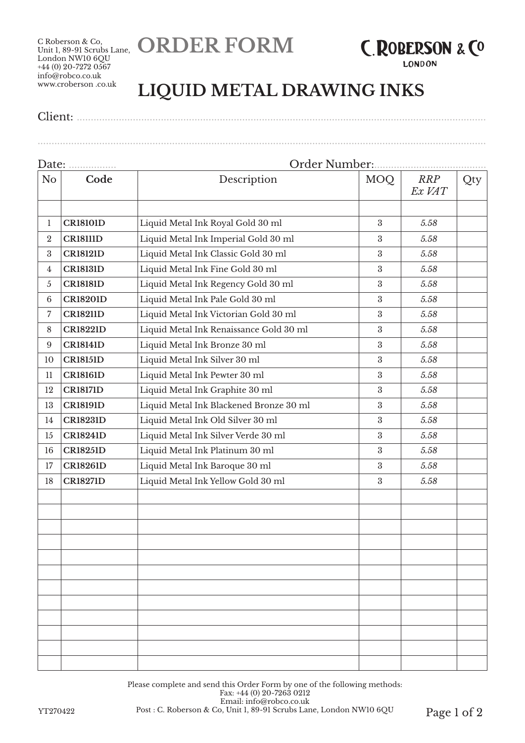C Roberson & Co,
Unit 1, 89-91 Scrubs Lane,
London NW10 6QU
+44 (0) 20-7272 0567
info@robco.co.uk
www.croberson .co.uk

# ORDER FORM

C. ROBERSON & Co
LONDON

## LIQUID METAL DRAWING INKS

Client: ..............................................................................................................................................

..............................................................................................................................................

Date: ................. Order Number:........................................

| No | Code | Description | MOQ | *RRP Ex VAT* | Qty |
|---|---|---|---|---|---|
| | | | | | |
| 1 | **CR18101D** | Liquid Metal Ink Royal Gold 30 ml | 3 | *5.58* | |
| 2 | **CR18111D** | Liquid Metal Ink Imperial Gold 30 ml | 3 | *5.58* | |
| 3 | **CR18121D** | Liquid Metal Ink Classic Gold 30 ml | 3 | *5.58* | |
| 4 | **CR18131D** | Liquid Metal Ink Fine Gold 30 ml | 3 | *5.58* | |
| 5 | **CR18181D** | Liquid Metal Ink Regency Gold 30 ml | 3 | *5.58* | |
| 6 | **CR18201D** | Liquid Metal Ink Pale Gold 30 ml | 3 | *5.58* | |
| 7 | **CR18211D** | Liquid Metal Ink Victorian Gold 30 ml | 3 | *5.58* | |
| 8 | **CR18221D** | Liquid Metal Ink Renaissance Gold 30 ml | 3 | *5.58* | |
| 9 | **CR18141D** | Liquid Metal Ink Bronze 30 ml | 3 | *5.58* | |
| 10 | **CR18151D** | Liquid Metal Ink Silver 30 ml | 3 | *5.58* | |
| 11 | **CR18161D** | Liquid Metal Ink Pewter 30 ml | 3 | *5.58* | |
| 12 | **CR18171D** | Liquid Metal Ink Graphite 30 ml | 3 | *5.58* | |
| 13 | **CR18191D** | Liquid Metal Ink Blackened Bronze 30 ml | 3 | *5.58* | |
| 14 | **CR18231D** | Liquid Metal Ink Old Silver 30 ml | 3 | *5.58* | |
| 15 | **CR18241D** | Liquid Metal Ink Silver Verde 30 ml | 3 | *5.58* | |
| 16 | **CR18251D** | Liquid Metal Ink Platinum 30 ml | 3 | *5.58* | |
| 17 | **CR18261D** | Liquid Metal Ink Baroque 30 ml | 3 | *5.58* | |
| 18 | **CR18271D** | Liquid Metal Ink Yellow Gold 30 ml | 3 | *5.58* | |
| | | | | | |
| | | | | | |
| | | | | | |
| | | | | | |
| | | | | | |
| | | | | | |
| | | | | | |
| | | | | | |
| | | | | | |
| | | | | | |
| | | | | | |
| | | | | | |

Please complete and send this Order Form by one of the following methods:
Fax: +44 (0) 20-7263 0212
Email: info@robco.co.uk
Post : C. Roberson & Co, Unit 1, 89-91 Scrubs Lane, London NW10 6QU

YT270422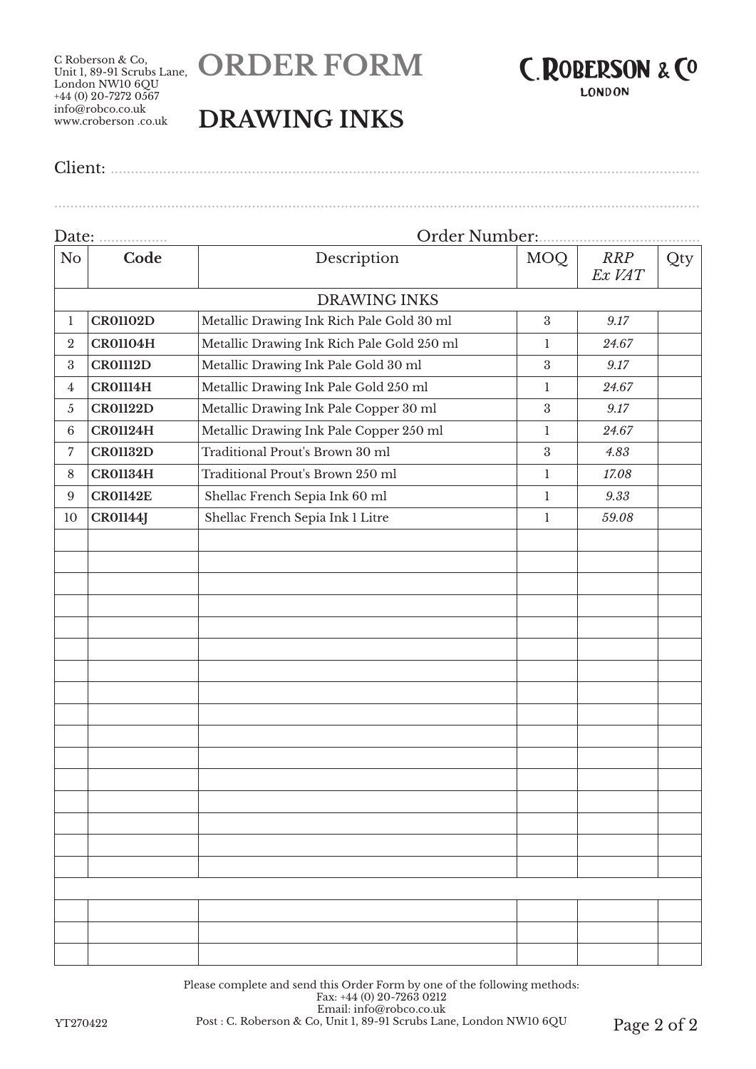C Roberson & Co,
Unit 1, 89-91 Scrubs Lane,
London NW10 6QU
+44 (0) 20-7272 0567
info@robco.co.uk
www.croberson .co.uk

# ORDER FORM

C.ROBERSON & Co
LONDON

# DRAWING INKS

Client: ...........................................................................................................

...........................................................................................................

Date: ................. Order Number:.......................................

| No | Code | Description | MOQ | *RRP Ex VAT* | Qty |
|---|---|---|---|---|---|
| | | DRAWING INKS | | | |
| 1 | **CR01102D** | Metallic Drawing Ink Rich Pale Gold 30 ml | 3 | *9.17* | |
| 2 | **CR01104H** | Metallic Drawing Ink Rich Pale Gold 250 ml | 1 | *24.67* | |
| 3 | **CR01112D** | Metallic Drawing Ink Pale Gold 30 ml | 3 | *9.17* | |
| 4 | **CR01114H** | Metallic Drawing Ink Pale Gold 250 ml | 1 | *24.67* | |
| 5 | **CR01122D** | Metallic Drawing Ink Pale Copper 30 ml | 3 | *9.17* | |
| 6 | **CR01124H** | Metallic Drawing Ink Pale Copper 250 ml | 1 | *24.67* | |
| 7 | **CR01132D** | Traditional Prout's Brown 30 ml | 3 | *4.83* | |
| 8 | **CR01134H** | Traditional Prout's Brown 250 ml | 1 | *17.08* | |
| 9 | **CR01142E** | Shellac French Sepia Ink 60 ml | 1 | *9.33* | |
| 10 | **CR01144J** | Shellac French Sepia Ink 1 Litre | 1 | *59.08* | |
| | | | | | |
| | | | | | |
| | | | | | |
| | | | | | |
| | | | | | |
| | | | | | |
| | | | | | |
| | | | | | |
| | | | | | |
| | | | | | |
| | | | | | |
| | | | | | |
| | | | | | |
| | | | | | |
| | | | | | |
| | | | | | |
| | | | | | |
| | | | | | |
| | | | | | |
| | | | | | |

Please complete and send this Order Form by one of the following methods:
Fax: +44 (0) 20-7263 0212
Email: info@robco.co.uk
Post : C. Roberson & Co, Unit 1, 89-91 Scrubs Lane, London NW10 6QU

YT270422